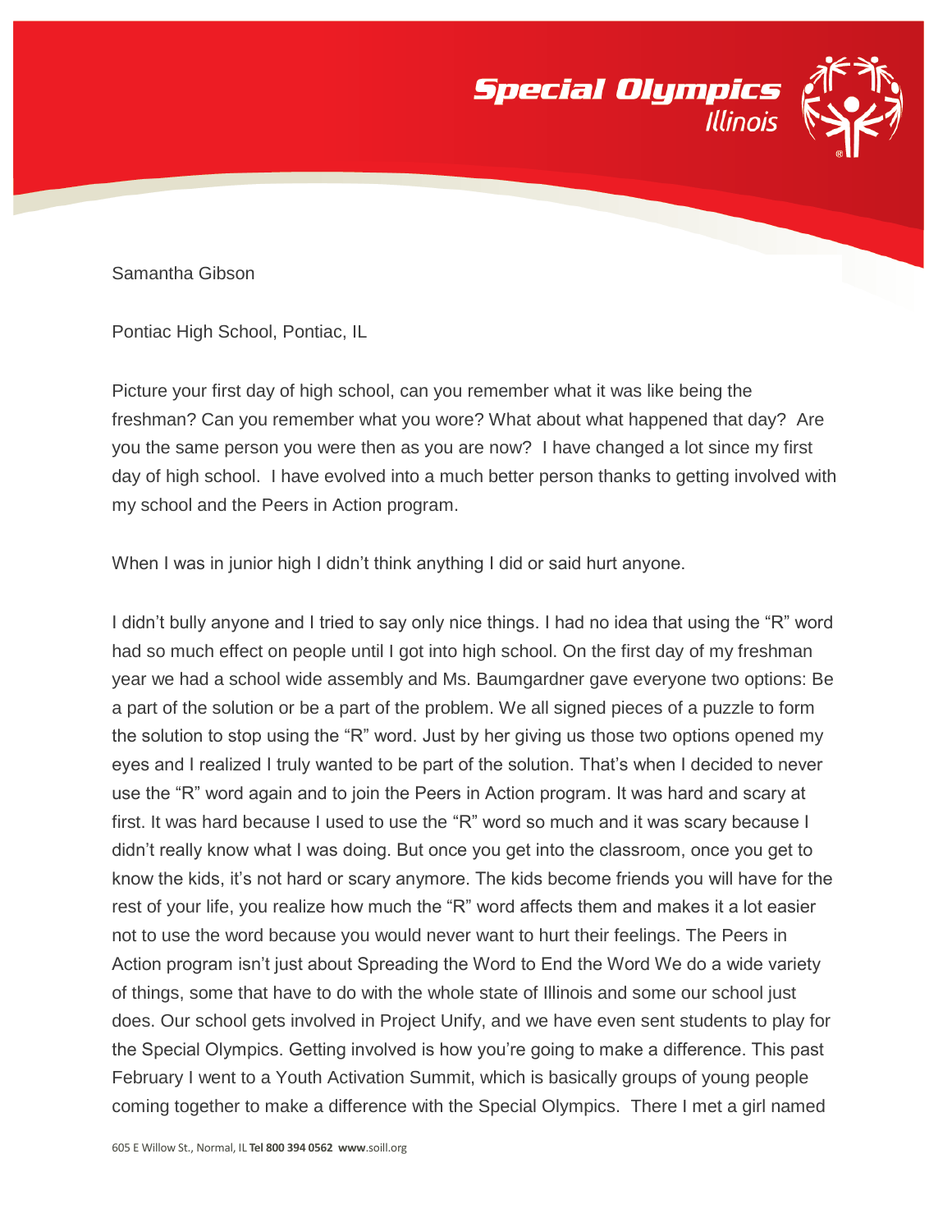Samantha Gibson

Pontiac High School, Pontiac, IL

Picture your first day of high school, can you remember what it was like being the freshman? Can you remember what you wore? What about what happened that day? Are you the same person you were then as you are now? I have changed a lot since my first day of high school. I have evolved into a much better person thanks to getting involved with my school and the Peers in Action program.

When I was in junior high I didn't think anything I did or said hurt anyone.

I didn't bully anyone and I tried to say only nice things. I had no idea that using the "R" word had so much effect on people until I got into high school. On the first day of my freshman year we had a school wide assembly and Ms. Baumgardner gave everyone two options: Be a part of the solution or be a part of the problem. We all signed pieces of a puzzle to form the solution to stop using the "R" word. Just by her giving us those two options opened my eyes and I realized I truly wanted to be part of the solution. That's when I decided to never use the "R" word again and to join the Peers in Action program. It was hard and scary at first. It was hard because I used to use the "R" word so much and it was scary because I didn't really know what I was doing. But once you get into the classroom, once you get to know the kids, it's not hard or scary anymore. The kids become friends you will have for the rest of your life, you realize how much the "R" word affects them and makes it a lot easier not to use the word because you would never want to hurt their feelings. The Peers in Action program isn't just about Spreading the Word to End the Word We do a wide variety of things, some that have to do with the whole state of Illinois and some our school just does. Our school gets involved in Project Unify, and we have even sent students to play for the Special Olympics. Getting involved is how you're going to make a difference. This past February I went to a Youth Activation Summit, which is basically groups of young people coming together to make a difference with the Special Olympics. There I met a girl named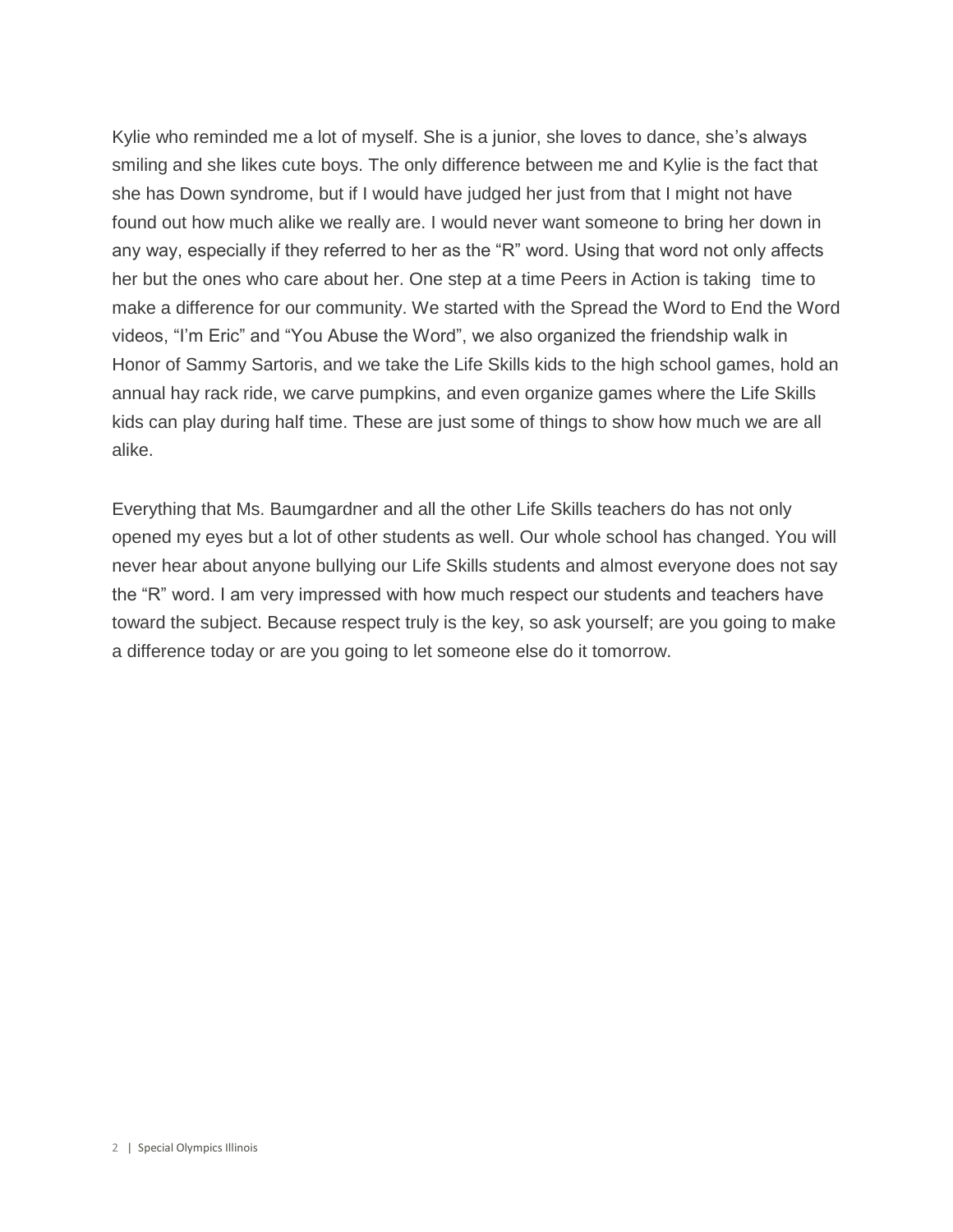Kylie who reminded me a lot of myself. She is a junior, she loves to dance, she's always smiling and she likes cute boys. The only difference between me and Kylie is the fact that she has Down syndrome, but if I would have judged her just from that I might not have found out how much alike we really are. I would never want someone to bring her down in any way, especially if they referred to her as the "R" word. Using that word not only affects her but the ones who care about her. One step at a time Peers in Action is taking time to make a difference for our community. We started with the Spread the Word to End the Word videos, "I'm Eric" and "You Abuse the Word", we also organized the friendship walk in Honor of Sammy Sartoris, and we take the Life Skills kids to the high school games, hold an annual hay rack ride, we carve pumpkins, and even organize games where the Life Skills kids can play during half time. These are just some of things to show how much we are all alike.

Everything that Ms. Baumgardner and all the other Life Skills teachers do has not only opened my eyes but a lot of other students as well. Our whole school has changed. You will never hear about anyone bullying our Life Skills students and almost everyone does not say the "R" word. I am very impressed with how much respect our students and teachers have toward the subject. Because respect truly is the key, so ask yourself; are you going to make a difference today or are you going to let someone else do it tomorrow.